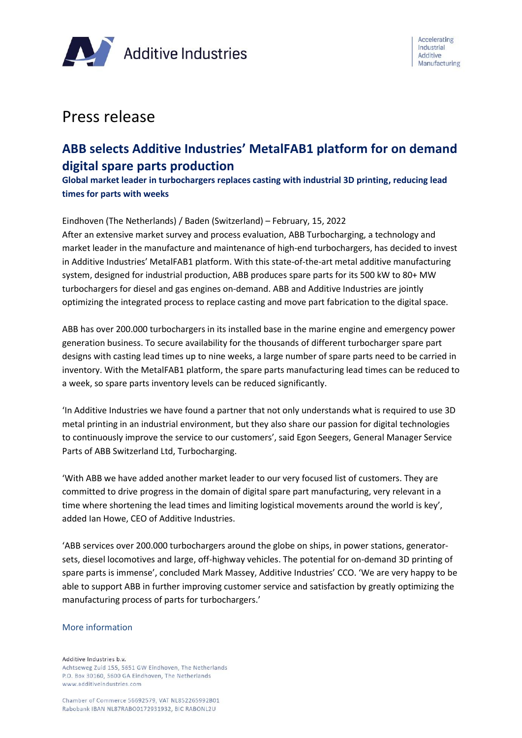Additive Industries

Accelerating Industrial Additive Manufacturing

# Press release

## ABB selects Additive Industries' MetalFAB1 platform for on demand digital spare parts production

**Global market leader in turbochargers replaces casting with industrial 3D printing, reducing lead times for parts with weeks**

Eindhoven (The Netherlands) / Baden (Switzerland) – February, 15, 2022
After an extensive market survey and process evaluation, ABB Turbocharging, a technology and market leader in the manufacture and maintenance of high-end turbochargers, has decided to invest in Additive Industries' MetalFAB1 platform. With this state-of-the-art metal additive manufacturing system, designed for industrial production, ABB produces spare parts for its 500 kW to 80+ MW turbochargers for diesel and gas engines on-demand. ABB and Additive Industries are jointly optimizing the integrated process to replace casting and move part fabrication to the digital space.

ABB has over 200.000 turbochargers in its installed base in the marine engine and emergency power generation business. To secure availability for the thousands of different turbocharger spare part designs with casting lead times up to nine weeks, a large number of spare parts need to be carried in inventory. With the MetalFAB1 platform, the spare parts manufacturing lead times can be reduced to a week, so spare parts inventory levels can be reduced significantly.

'In Additive Industries we have found a partner that not only understands what is required to use 3D metal printing in an industrial environment, but they also share our passion for digital technologies to continuously improve the service to our customers', said Egon Seegers, General Manager Service Parts of ABB Switzerland Ltd, Turbocharging.

'With ABB we have added another market leader to our very focused list of customers. They are committed to drive progress in the domain of digital spare part manufacturing, very relevant in a time where shortening the lead times and limiting logistical movements around the world is key', added Ian Howe, CEO of Additive Industries.

'ABB services over 200.000 turbochargers around the globe on ships, in power stations, generator-sets, diesel locomotives and large, off-highway vehicles. The potential for on-demand 3D printing of spare parts is immense', concluded Mark Massey, Additive Industries' CCO. 'We are very happy to be able to support ABB in further improving customer service and satisfaction by greatly optimizing the manufacturing process of parts for turbochargers.'

### More information

Additive Industries b.v.
Achtseweg Zuid 155, 5651 GW Eindhoven, The Netherlands
P.O. Box 30160, 5600 GA Eindhoven, The Netherlands
www.additiveindustries.com

Chamber of Commerce 56692579, VAT NL852265992B01
Rabobank IBAN NL87RABO0172931932, BIC RABONL2U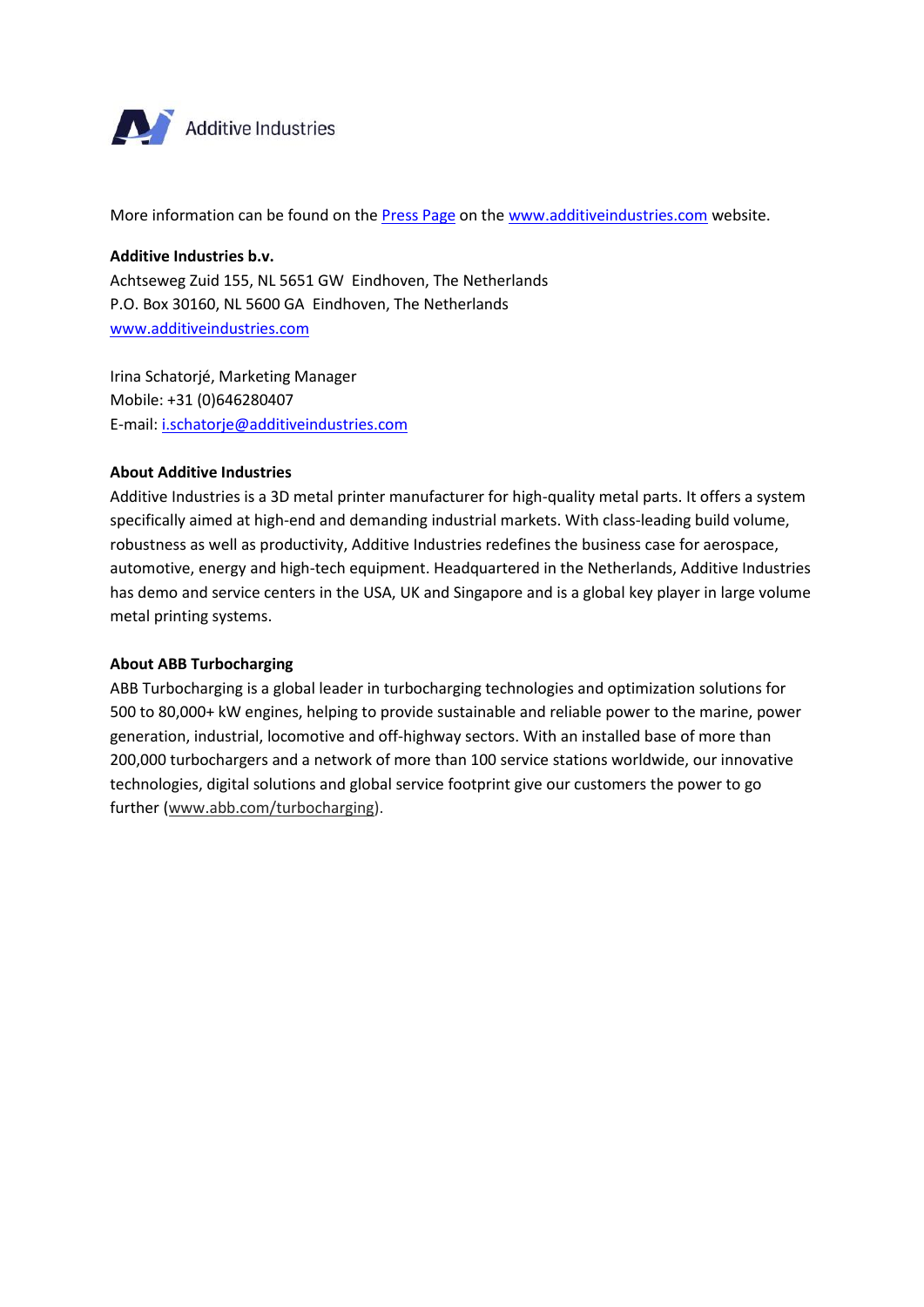Additive Industries

More information can be found on the Press Page on the www.additiveindustries.com website.

**Additive Industries b.v.**
Achtseweg Zuid 155, NL 5651 GW  Eindhoven, The Netherlands
P.O. Box 30160, NL 5600 GA  Eindhoven, The Netherlands
www.additiveindustries.com

Irina Schatorjé, Marketing Manager
Mobile: +31 (0)646280407
E-mail: i.schatorje@additiveindustries.com

**About Additive Industries**

Additive Industries is a 3D metal printer manufacturer for high-quality metal parts. It offers a system specifically aimed at high-end and demanding industrial markets. With class-leading build volume, robustness as well as productivity, Additive Industries redefines the business case for aerospace, automotive, energy and high-tech equipment. Headquartered in the Netherlands, Additive Industries has demo and service centers in the USA, UK and Singapore and is a global key player in large volume metal printing systems.

**About ABB Turbocharging**

ABB Turbocharging is a global leader in turbocharging technologies and optimization solutions for 500 to 80,000+ kW engines, helping to provide sustainable and reliable power to the marine, power generation, industrial, locomotive and off-highway sectors. With an installed base of more than 200,000 turbochargers and a network of more than 100 service stations worldwide, our innovative technologies, digital solutions and global service footprint give our customers the power to go further (www.abb.com/turbocharging).